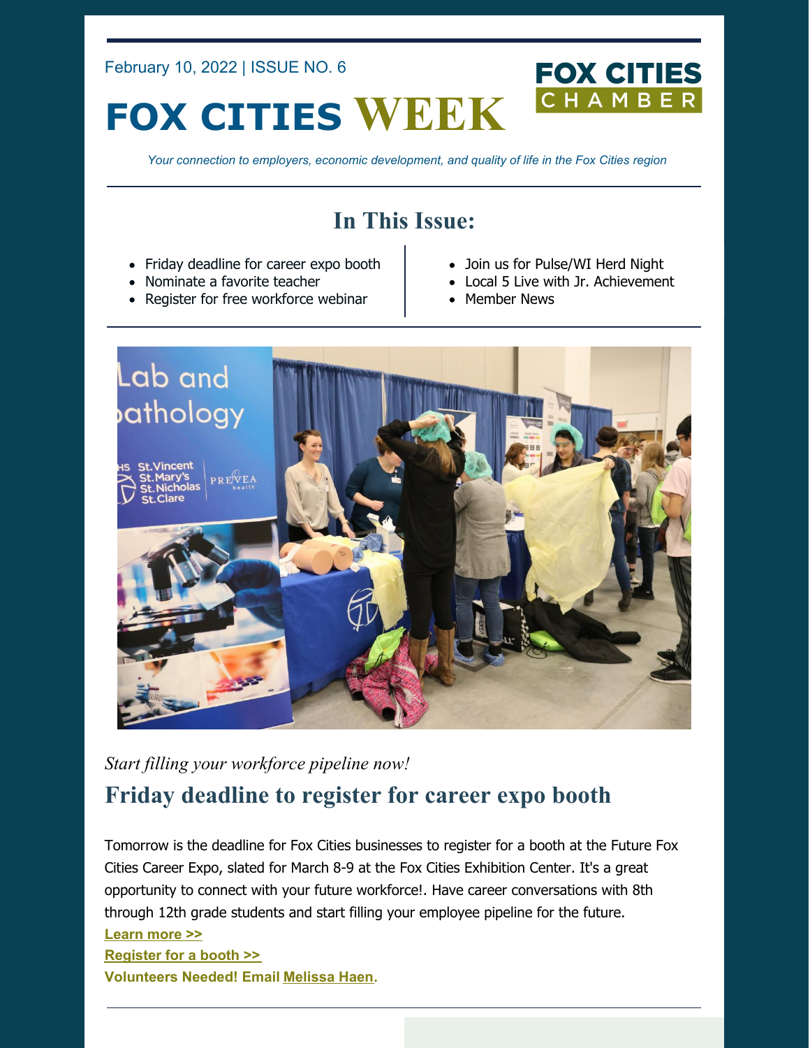February 10, 2022 | ISSUE NO. 6

# FOX CITIES WEEK

FOX CITIES CHAMBER

*Your connection to employers, economic development, and quality of life in the Fox Cities region*

## In This Issue:

- Friday deadline for career expo booth
- Nominate a favorite teacher
- Register for free workforce webinar
- Join us for Pulse/WI Herd Night
- Local 5 Live with Jr. Achievement
- Member News

*Start filling your workforce pipeline now!*

## Friday deadline to register for career expo booth

Tomorrow is the deadline for Fox Cities businesses to register for a booth at the Future Fox Cities Career Expo, slated for March 8-9 at the Fox Cities Exhibition Center. It's a great opportunity to connect with your future workforce!. Have career conversations with 8th through 12th grade students and start filling your employee pipeline for the future.

**Learn more >>**

**Register for a booth >>**

**Volunteers Needed! Email Melissa Haen.**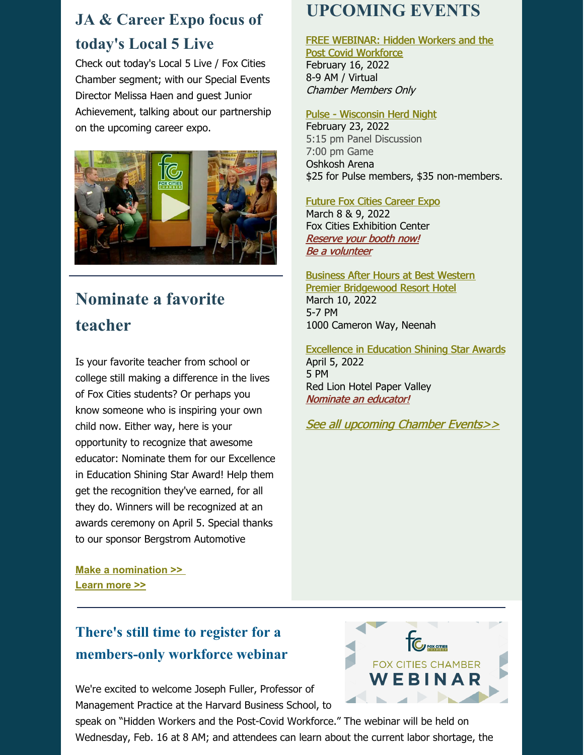## JA & Career Expo focus of today's Local 5 Live

Check out today's Local 5 Live / Fox Cities Chamber segment; with our Special Events Director Melissa Haen and guest Junior Achievement, talking about our partnership on the upcoming career expo.

## Nominate a favorite teacher

Is your favorite teacher from school or college still making a difference in the lives of Fox Cities students? Or perhaps you know someone who is inspiring your own child now. Either way, here is your opportunity to recognize that awesome educator: Nominate them for our Excellence in Education Shining Star Award! Help them get the recognition they've earned, for all they do. Winners will be recognized at an awards ceremony on April 5. Special thanks to our sponsor Bergstrom Automotive

**Make a nomination >>**
**Learn more >>**

## UPCOMING EVENTS

FREE WEBINAR: Hidden Workers and the Post Covid Workforce
February 16, 2022
8-9 AM / Virtual
*Chamber Members Only*

Pulse - Wisconsin Herd Night
February 23, 2022
5:15 pm Panel Discussion
7:00 pm Game
Oshkosh Arena
$25 for Pulse members, $35 non-members.

Future Fox Cities Career Expo
March 8 & 9, 2022
Fox Cities Exhibition Center
*Reserve your booth now!*
*Be a volunteer*

Business After Hours at Best Western Premier Bridgewood Resort Hotel
March 10, 2022
5-7 PM
1000 Cameron Way, Neenah

Excellence in Education Shining Star Awards
April 5, 2022
5 PM
Red Lion Hotel Paper Valley
*Nominate an educator!*

*See all upcoming Chamber Events>>*

## There's still time to register for a members-only workforce webinar

We're excited to welcome Joseph Fuller, Professor of Management Practice at the Harvard Business School, to speak on "Hidden Workers and the Post-Covid Workforce." The webinar will be held on Wednesday, Feb. 16 at 8 AM; and attendees can learn about the current labor shortage, the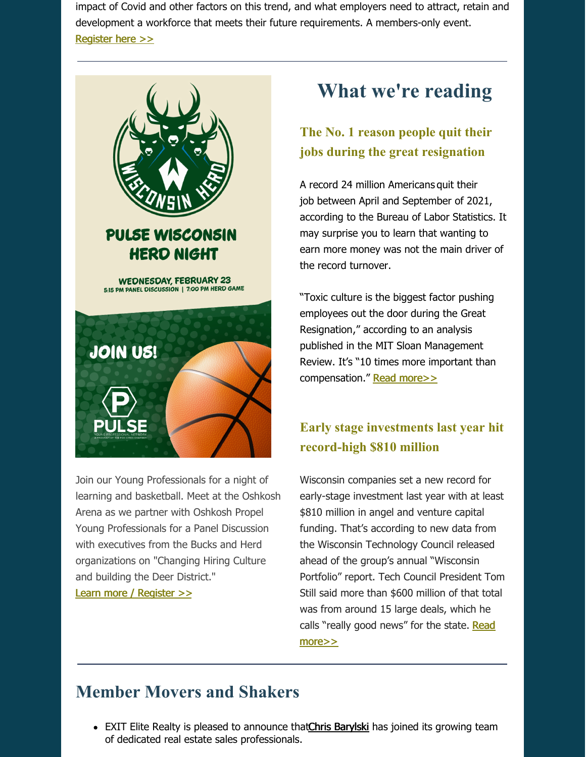impact of Covid and other factors on this trend, and what employers need to attract, retain and development a workforce that meets their future requirements. A members-only event.
Register here >>

PULSE WISCONSIN HERD NIGHT

WEDNESDAY, FEBRUARY 23
5:15 PM PANEL DISCUSSION | 7:00 PM HERD GAME

JOIN US!

Join our Young Professionals for a night of learning and basketball. Meet at the Oshkosh Arena as we partner with Oshkosh Propel Young Professionals for a Panel Discussion with executives from the Bucks and Herd organizations on "Changing Hiring Culture and building the Deer District."
Learn more / Register >>

# What we're reading

### The No. 1 reason people quit their jobs during the great resignation

A record 24 million Americans quit their job between April and September of 2021, according to the Bureau of Labor Statistics. It may surprise you to learn that wanting to earn more money was not the main driver of the record turnover.

"Toxic culture is the biggest factor pushing employees out the door during the Great Resignation," according to an analysis published in the MIT Sloan Management Review. It's "10 times more important than compensation." Read more>>

### Early stage investments last year hit record-high $810 million

Wisconsin companies set a new record for early-stage investment last year with at least $810 million in angel and venture capital funding. That's according to new data from the Wisconsin Technology Council released ahead of the group's annual "Wisconsin Portfolio" report. Tech Council President Tom Still said more than $600 million of that total was from around 15 large deals, which he calls "really good news" for the state. Read more>>

## Member Movers and Shakers

- EXIT Elite Realty is pleased to announce thatChris Barylski has joined its growing team of dedicated real estate sales professionals.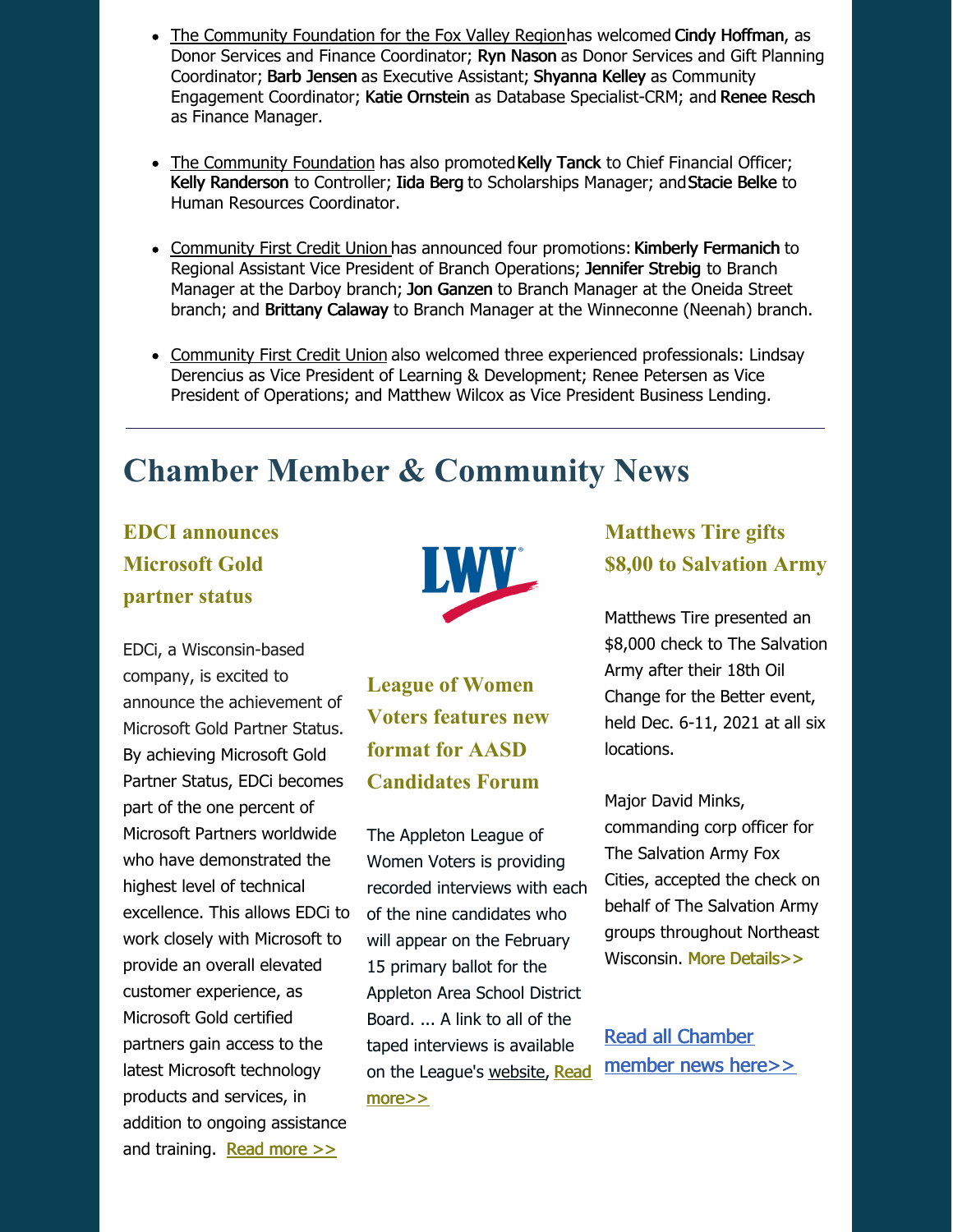- The Community Foundation for the Fox Valley Region has welcomed **Cindy Hoffman**, as Donor Services and Finance Coordinator; **Ryn Nason** as Donor Services and Gift Planning Coordinator; **Barb Jensen** as Executive Assistant; **Shyanna Kelley** as Community Engagement Coordinator; **Katie Ornstein** as Database Specialist-CRM; and **Renee Resch** as Finance Manager.

- The Community Foundation has also promoted **Kelly Tanck** to Chief Financial Officer; **Kelly Randerson** to Controller; **Iida Berg** to Scholarships Manager; and **Stacie Belke** to Human Resources Coordinator.

- Community First Credit Union has announced four promotions: **Kimberly Fermanich** to Regional Assistant Vice President of Branch Operations; **Jennifer Strebig** to Branch Manager at the Darboy branch; **Jon Ganzen** to Branch Manager at the Oneida Street branch; and **Brittany Calaway** to Branch Manager at the Winneconne (Neenah) branch.

- Community First Credit Union also welcomed three experienced professionals: Lindsay Derencius as Vice President of Learning & Development; Renee Petersen as Vice President of Operations; and Matthew Wilcox as Vice President Business Lending.

---

# Chamber Member & Community News

### EDCI announces Microsoft Gold partner status

EDCi, a Wisconsin-based company, is excited to announce the achievement of Microsoft Gold Partner Status. By achieving Microsoft Gold Partner Status, EDCi becomes part of the one percent of Microsoft Partners worldwide who have demonstrated the highest level of technical excellence. This allows EDCi to work closely with Microsoft to provide an overall elevated customer experience, as Microsoft Gold certified partners gain access to the latest Microsoft technology products and services, in addition to ongoing assistance and training. Read more >>

### League of Women Voters features new format for AASD Candidates Forum

The Appleton League of Women Voters is providing recorded interviews with each of the nine candidates who will appear on the February 15 primary ballot for the Appleton Area School District Board. ... A link to all of the taped interviews is available on the League's website, Read more>>

### Matthews Tire gifts $8,00 to Salvation Army

Matthews Tire presented an $8,000 check to The Salvation Army after their 18th Oil Change for the Better event, held Dec. 6-11, 2021 at all six locations.

Major David Minks, commanding corp officer for The Salvation Army Fox Cities, accepted the check on behalf of The Salvation Army groups throughout Northeast Wisconsin. More Details>>

Read all Chamber member news here>>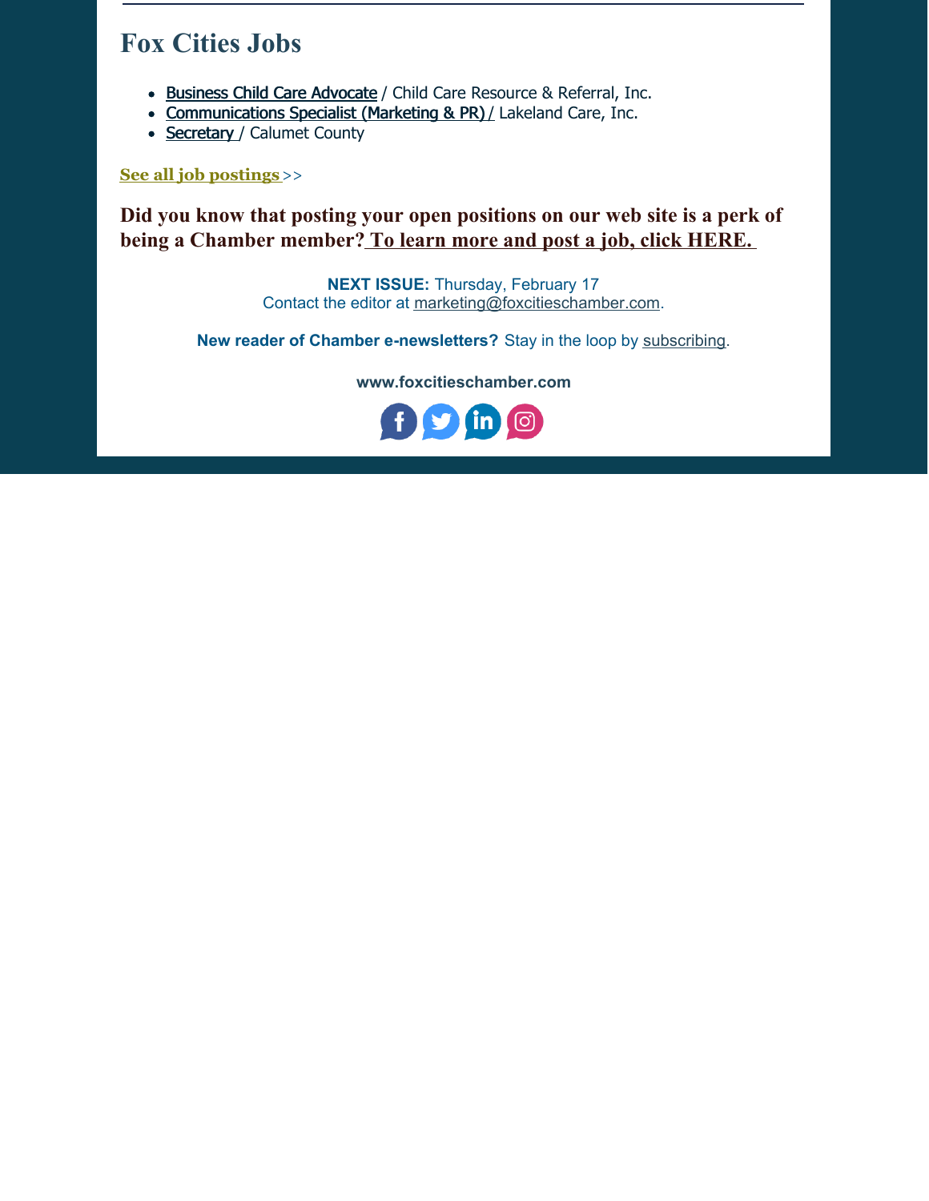## Fox Cities Jobs

- Business Child Care Advocate / Child Care Resource & Referral, Inc.
- Communications Specialist (Marketing & PR) / Lakeland Care, Inc.
- Secretary / Calumet County

**See all job postings** >>

**Did you know that posting your open positions on our web site is a perk of being a Chamber member? To learn more and post a job, click HERE.**

**NEXT ISSUE:** Thursday, February 17
Contact the editor at marketing@foxcitieschamber.com.

**New reader of Chamber e-newsletters?** Stay in the loop by subscribing.

**www.foxcitieschamber.com**